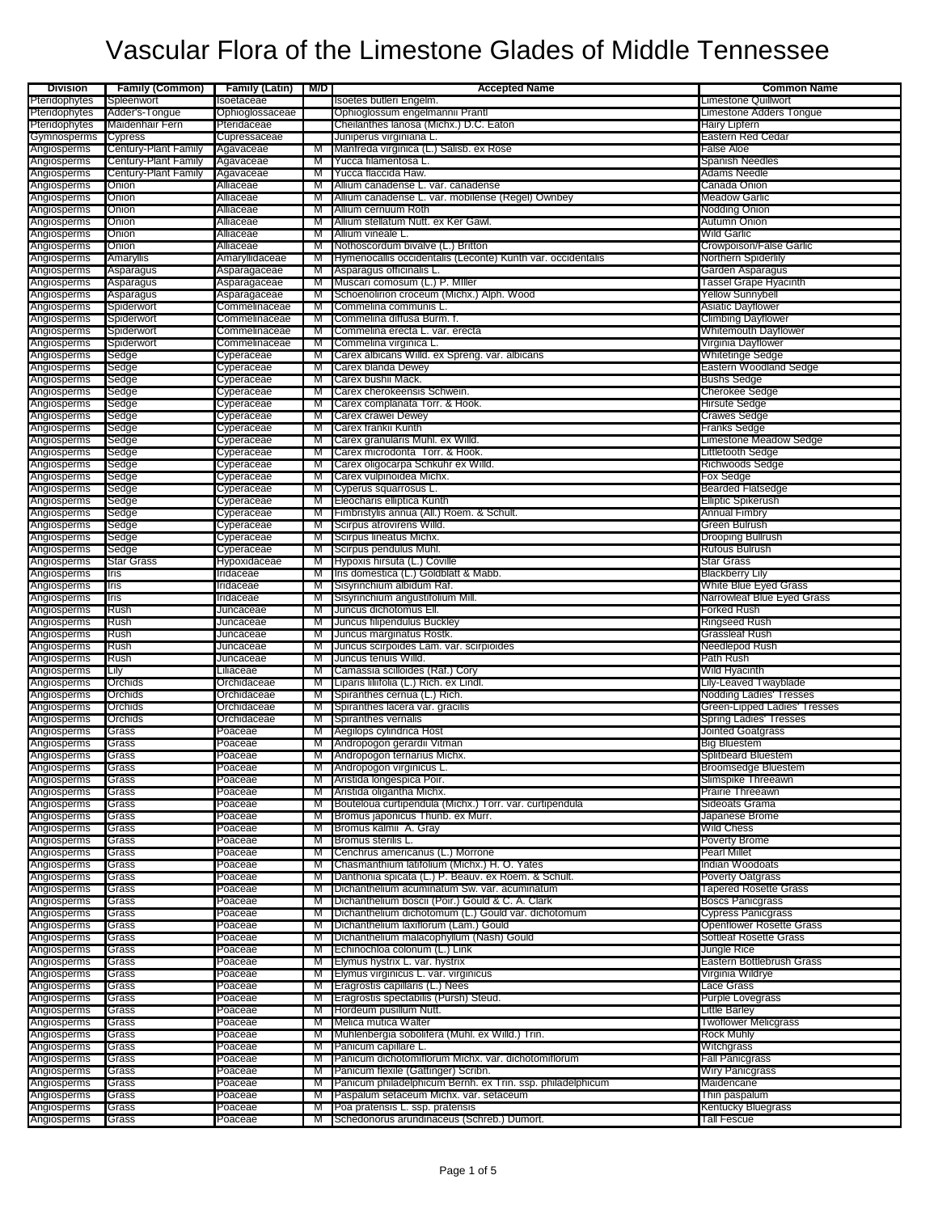# Vascular Flora of the Limestone Glades of Middle Tennessee

| Division | Family (Common) | Family (Latin) | M/D | Accepted Name | Common Name |
|---|---|---|---|---|---|
| Pteridophytes | Spleenwort | Isoetaceae | | Isoetes butleri Engelm. | Limestone Quillwort |
| Pteridophytes | Adder's-Tongue | Ophioglossaceae | | Ophioglossum engelmannii Prantl | Limestone Adders Tongue |
| Pteridophytes | Maidenhair Fern | Pteridaceae | | Cheilanthes lanosa (Michx.) D.C. Eaton | Hairy Lipfern |
| Gymnosperms | Cypress | Cupressaceae | | Juniperus virginiana L. | Eastern Red Cedar |
| Angiosperms | Century-Plant Family | Agavaceae | M | Manfreda virginica (L.) Salisb. ex Rose | False Aloe |
| Angiosperms | Century-Plant Family | Agavaceae | M | Yucca filamentosa L. | Spanish Needles |
| Angiosperms | Century-Plant Family | Agavaceae | M | Yucca flaccida Haw. | Adams Needle |
| Angiosperms | Onion | Alliaceae | M | Allium canadense L. var. canadense | Canada Onion |
| Angiosperms | Onion | Alliaceae | M | Allium canadense L. var. mobilense (Regel) Ownbey | Meadow Garlic |
| Angiosperms | Onion | Alliaceae | M | Allium cernuum Roth | Nodding Onion |
| Angiosperms | Onion | Alliaceae | M | Allium stellatum Nutt. ex Ker Gawl. | Autumn Onion |
| Angiosperms | Onion | Alliaceae | M | Allium vineale L. | Wild Garlic |
| Angiosperms | Onion | Alliaceae | M | Nothoscordum bivalve (L.) Britton | Crowpoison/False Garlic |
| Angiosperms | Amaryllis | Amaryllidaceae | M | Hymenocallis occidentalis (Leconte) Kunth var. occidentalis | Northern Spiderlily |
| Angiosperms | Asparagus | Asparagaceae | M | Asparagus officinalis L. | Garden Asparagus |
| Angiosperms | Asparagus | Asparagaceae | M | Muscari comosum (L.) P. Miller | Tassel Grape Hyacinth |
| Angiosperms | Asparagus | Asparagaceae | M | Schoenolirion croceum (Michx.) Alph. Wood | Yellow Sunnybell |
| Angiosperms | Spiderwort | Commelinaceae | M | Commelina communis L. | Asiatic Dayflower |
| Angiosperms | Spiderwort | Commelinaceae | M | Commelina diffusa Burm. f. | Climbing Dayflower |
| Angiosperms | Spiderwort | Commelinaceae | M | Commelina erecta L. var. erecta | Whitemouth Dayflower |
| Angiosperms | Spiderwort | Commelinaceae | M | Commelina virginica L. | Virginia Dayflower |
| Angiosperms | Sedge | Cyperaceae | M | Carex albicans Willd. ex Spreng. var. albicans | Whitetinge Sedge |
| Angiosperms | Sedge | Cyperaceae | M | Carex blanda Dewey | Eastern Woodland Sedge |
| Angiosperms | Sedge | Cyperaceae | M | Carex bushii Mack. | Bushs Sedge |
| Angiosperms | Sedge | Cyperaceae | M | Carex cherokeensis Schwein. | Cherokee Sedge |
| Angiosperms | Sedge | Cyperaceae | M | Carex complanata Torr. & Hook. | Hirsute Sedge |
| Angiosperms | Sedge | Cyperaceae | M | Carex crawei Dewey | Crawes Sedge |
| Angiosperms | Sedge | Cyperaceae | M | Carex frankii Kunth | Franks Sedge |
| Angiosperms | Sedge | Cyperaceae | M | Carex granularis Muhl. ex Willd. | Limestone Meadow Sedge |
| Angiosperms | Sedge | Cyperaceae | M | Carex microdonta Torr. & Hook. | Littletooth Sedge |
| Angiosperms | Sedge | Cyperaceae | M | Carex oligocarpa Schkuhr ex Willd. | Richwoods Sedge |
| Angiosperms | Sedge | Cyperaceae | M | Carex vulpinoidea Michx. | Fox Sedge |
| Angiosperms | Sedge | Cyperaceae | M | Cyperus squarrosus L. | Bearded Flatsedge |
| Angiosperms | Sedge | Cyperaceae | M | Eleocharis elliptica Kunth | Elliptic Spikerush |
| Angiosperms | Sedge | Cyperaceae | M | Fimbristylis annua (All.) Roem. & Schult. | Annual Fimbry |
| Angiosperms | Sedge | Cyperaceae | M | Scirpus atrovirens Willd. | Green Bulrush |
| Angiosperms | Sedge | Cyperaceae | M | Scirpus lineatus Michx. | Drooping Bullrush |
| Angiosperms | Sedge | Cyperaceae | M | Scirpus pendulus Muhl. | Rufous Bulrush |
| Angiosperms | Star Grass | Hypoxidaceae | M | Hypoxis hirsuta (L.) Coville | Star Grass |
| Angiosperms | Iris | Iridaceae | M | Iris domestica (L.) Goldblatt & Mabb. | Blackberry Lily |
| Angiosperms | Iris | Iridaceae | M | Sisyrinchium albidum Raf. | White Blue Eyed Grass |
| Angiosperms | Iris | Iridaceae | M | Sisyrinchium angustifolium Mill. | Narrowleaf Blue Eyed Grass |
| Angiosperms | Rush | Juncaceae | M | Juncus dichotomus Ell. | Forked Rush |
| Angiosperms | Rush | Juncaceae | M | Juncus filipendulus Buckley | Ringseed Rush |
| Angiosperms | Rush | Juncaceae | M | Juncus marginatus Rostk. | Grassleaf Rush |
| Angiosperms | Rush | Juncaceae | M | Juncus scirpoides Lam. var. scirpioides | Needlepod Rush |
| Angiosperms | Rush | Juncaceae | M | Juncus tenuis Willd. | Path Rush |
| Angiosperms | Lily | Liliaceae | M | Camassia scilloides (Raf.) Cory | Wild Hyacinth |
| Angiosperms | Orchids | Orchidaceae | M | Liparis liliifolia (L.) Rich. ex Lindl. | Lily-Leaved Twayblade |
| Angiosperms | Orchids | Orchidaceae | M | Spiranthes cernua (L.) Rich. | Nodding Ladies' Tresses |
| Angiosperms | Orchids | Orchidaceae | M | Spiranthes lacera var. gracilis | Green-Lipped Ladies' Tresses |
| Angiosperms | Orchids | Orchidaceae | M | Spiranthes vernalis | Spring Ladies' Tresses |
| Angiosperms | Grass | Poaceae | M | Aegilops cylindrica Host | Jointed Goatgrass |
| Angiosperms | Grass | Poaceae | M | Andropogon gerardii Vitman | Big Bluestem |
| Angiosperms | Grass | Poaceae | M | Andropogon ternarius Michx. | Splitbeard Bluestem |
| Angiosperms | Grass | Poaceae | M | Andropogon virginicus L. | Broomsedge Bluestem |
| Angiosperms | Grass | Poaceae | M | Aristida longespica Poir. | Slimspike Threeawn |
| Angiosperms | Grass | Poaceae | M | Aristida oligantha Michx. | Prairie Threeawn |
| Angiosperms | Grass | Poaceae | M | Bouteloua curtipendula (Michx.) Torr. var. curtipendula | Sideoats Grama |
| Angiosperms | Grass | Poaceae | M | Bromus japonicus Thunb. ex Murr. | Japanese Brome |
| Angiosperms | Grass | Poaceae | M | Bromus kalmii A. Gray | Wild Chess |
| Angiosperms | Grass | Poaceae | M | Bromus sterilis L. | Poverty Brome |
| Angiosperms | Grass | Poaceae | M | Cenchrus americanus (L.) Morrone | Pearl Millet |
| Angiosperms | Grass | Poaceae | M | Chasmanthium latifolium (Michx.) H. O. Yates | Indian Woodoats |
| Angiosperms | Grass | Poaceae | M | Danthonia spicata (L.) P. Beauv. ex Roem. & Schult. | Poverty Oatgrass |
| Angiosperms | Grass | Poaceae | M | Dichanthelium acuminatum Sw. var. acuminatum | Tapered Rosette Grass |
| Angiosperms | Grass | Poaceae | M | Dichanthelium boscii (Poir.) Gould & C. A. Clark | Boscs Panicgrass |
| Angiosperms | Grass | Poaceae | M | Dichanthelium dichotomum (L.) Gould var. dichotomum | Cypress Panicgrass |
| Angiosperms | Grass | Poaceae | M | Dichanthelium laxiflorum (Lam.) Gould | Openflower Rosette Grass |
| Angiosperms | Grass | Poaceae | M | Dichanthelium malacophyllum (Nash) Gould | Softleaf Rosette Grass |
| Angiosperms | Grass | Poaceae | M | Echinochloa colonum (L.) Link | Jungle Rice |
| Angiosperms | Grass | Poaceae | M | Elymus hystrix L. var. hystrix | Eastern Bottlebrush Grass |
| Angiosperms | Grass | Poaceae | M | Elymus virginicus L. var. virginicus | Virginia Wildrye |
| Angiosperms | Grass | Poaceae | M | Eragrostis capillaris (L.) Nees | Lace Grass |
| Angiosperms | Grass | Poaceae | M | Eragrostis spectabilis (Pursh) Steud. | Purple Lovegrass |
| Angiosperms | Grass | Poaceae | M | Hordeum pusillum Nutt. | Little Barley |
| Angiosperms | Grass | Poaceae | M | Melica mutica Walter | Twoflower Melicgrass |
| Angiosperms | Grass | Poaceae | M | Muhlenbergia sobolifera (Muhl. ex Willd.) Trin. | Rock Muhly |
| Angiosperms | Grass | Poaceae | M | Panicum capillare L. | Witchgrass |
| Angiosperms | Grass | Poaceae | M | Panicum dichotomiflorum Michx. var. dichotomiflorum | Fall Panicgrass |
| Angiosperms | Grass | Poaceae | M | Panicum flexile (Gattinger) Scribn. | Wiry Panicgrass |
| Angiosperms | Grass | Poaceae | M | Panicum philadelphicum Bernh. ex Trin. ssp. philadelphicum | Maidencane |
| Angiosperms | Grass | Poaceae | M | Paspalum setaceum Michx. var. setaceum | Thin paspalum |
| Angiosperms | Grass | Poaceae | M | Poa pratensis L. ssp. pratensis | Kentucky Bluegrass |
| Angiosperms | Grass | Poaceae | M | Schedonorus arundinaceus (Schreb.) Dumort. | Tall Fescue |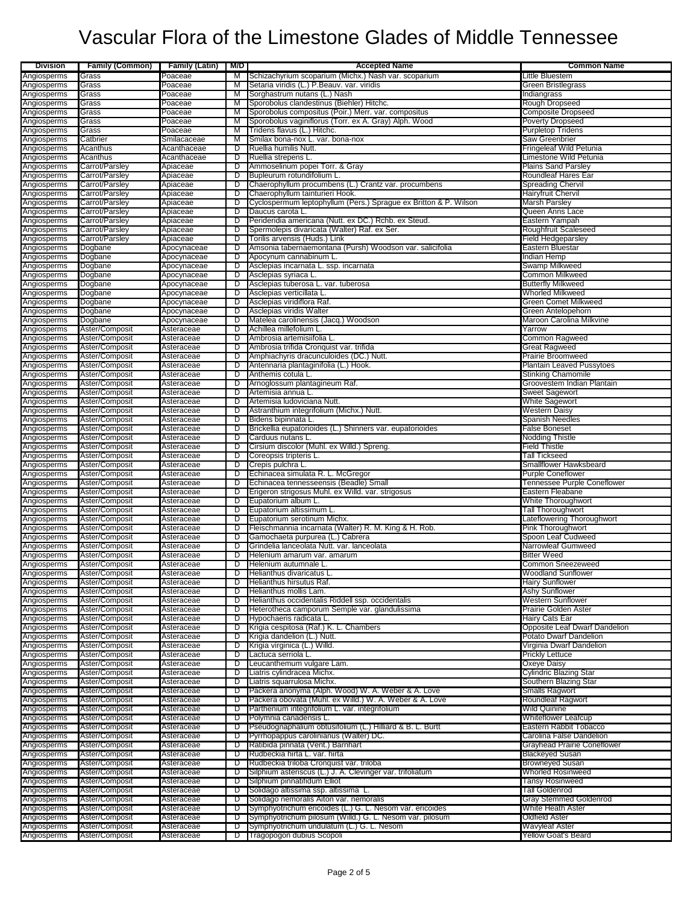# Vascular Flora of the Limestone Glades of Middle Tennessee

| Division | Family (Common) | Family (Latin) | M/D | Accepted Name | Common Name |
|---|---|---|---|---|---|
| Angiosperms | Grass | Poaceae | M | Schizachyrium scoparium (Michx.) Nash var. scoparium | Little Bluestem |
| Angiosperms | Grass | Poaceae | M | Setaria viridis (L.) P.Beauv. var. viridis | Green Bristlegrass |
| Angiosperms | Grass | Poaceae | M | Sorghastrum nutans (L.) Nash | Indiangrass |
| Angiosperms | Grass | Poaceae | M | Sporobolus clandestinus (Biehler) Hitchc. | Rough Dropseed |
| Angiosperms | Grass | Poaceae | M | Sporobolus compositus (Poir.) Merr. var. compositus | Composite Dropseed |
| Angiosperms | Grass | Poaceae | M | Sporobolus vaginiflorus (Torr. ex A. Gray) Alph. Wood | Poverty Dropseed |
| Angiosperms | Grass | Poaceae | M | Tridens flavus (L.) Hitchc. | Purpletop Tridens |
| Angiosperms | Catbrier | Smilacaceae | M | Smilax bona-nox L. var. bona-nox | Saw Greenbrier |
| Angiosperms | Acanthus | Acanthaceae | D | Ruellia humilis Nutt. | Fringeleaf Wild Petunia |
| Angiosperms | Acanthus | Acanthaceae | D | Ruellia strepens L. | Limestone Wild Petunia |
| Angiosperms | Carrot/Parsley | Apiaceae | D | Ammoselinum popei Torr. & Gray | Plains Sand Parsley |
| Angiosperms | Carrot/Parsley | Apiaceae | D | Bupleurum rotundifolium L. | Roundleaf Hares Ear |
| Angiosperms | Carrot/Parsley | Apiaceae | D | Chaerophyllum procumbens (L.) Crantz var. procumbens | Spreading Chervil |
| Angiosperms | Carrot/Parsley | Apiaceae | D | Chaerophyllum tainturieri Hook. | Hairyfruit Chervil |
| Angiosperms | Carrot/Parsley | Apiaceae | D | Cyclospermum leptophyllum (Pers.) Sprague ex Britton & P. Wilson | Marsh Parsley |
| Angiosperms | Carrot/Parsley | Apiaceae | D | Daucus carota L. | Queen Anns Lace |
| Angiosperms | Carrot/Parsley | Apiaceae | D | Perideridia americana (Nutt. ex DC.) Rchb. ex Steud. | Eastern Yampah |
| Angiosperms | Carrot/Parsley | Apiaceae | D | Spermolepis divaricata (Walter) Raf. ex Ser. | Roughfruit Scaleseed |
| Angiosperms | Carrot/Parsley | Apiaceae | D | Torilis arvensis (Huds.) Link | Field Hedgeparsley |
| Angiosperms | Dogbane | Apocynaceae | D | Amsonia tabernaemontana (Pursh) Woodson var. salicifolia | Eastern Bluestar |
| Angiosperms | Dogbane | Apocynaceae | D | Apocynum cannabinum L. | Indian Hemp |
| Angiosperms | Dogbane | Apocynaceae | D | Asclepias incarnata L. ssp. incarnata | Swamp Milkweed |
| Angiosperms | Dogbane | Apocynaceae | D | Asclepias syriaca L. | Common Milkweed |
| Angiosperms | Dogbane | Apocynaceae | D | Asclepias tuberosa L. var. tuberosa | Butterfly Milkweed |
| Angiosperms | Dogbane | Apocynaceae | D | Asclepias verticillata L. | Whorled Milkweed |
| Angiosperms | Dogbane | Apocynaceae | D | Asclepias viridiflora Raf. | Green Comet Milkweed |
| Angiosperms | Dogbane | Apocynaceae | D | Asclepias viridis Walter | Green Antelopehorn |
| Angiosperms | Dogbane | Apocynaceae | D | Matelea carolinensis (Jacq.) Woodson | Maroon Carolina Milkvine |
| Angiosperms | Aster/Composit | Asteraceae | D | Achillea millefolium L. | Yarrow |
| Angiosperms | Aster/Composit | Asteraceae | D | Ambrosia artemisiifolia L. | Common Ragweed |
| Angiosperms | Aster/Composit | Asteraceae | D | Ambrosia trifida Cronquist var. trifida | Great Ragweed |
| Angiosperms | Aster/Composit | Asteraceae | D | Amphiachyris dracunculoides (DC.) Nutt. | Prairie Broomweed |
| Angiosperms | Aster/Composit | Asteraceae | D | Antennaria plantaginifolia (L.) Hook. | Plantain Leaved Pussytoes |
| Angiosperms | Aster/Composit | Asteraceae | D | Anthemis cotula L. | Stinking Chamomile |
| Angiosperms | Aster/Composit | Asteraceae | D | Arnoglossum plantagineum Raf. | Groovestem Indian Plantain |
| Angiosperms | Aster/Composit | Asteraceae | D | Artemisia annua L. | Sweet Sagewort |
| Angiosperms | Aster/Composit | Asteraceae | D | Artemisia ludoviciana Nutt. | White Sagewort |
| Angiosperms | Aster/Composit | Asteraceae | D | Astranthium integrifolium (Michx.) Nutt. | Western Daisy |
| Angiosperms | Aster/Composit | Asteraceae | D | Bidens bipinnata L. | Spanish Needles |
| Angiosperms | Aster/Composit | Asteraceae | D | Brickellia eupatorioides (L.) Shinners var. eupatorioides | False Boneset |
| Angiosperms | Aster/Composit | Asteraceae | D | Carduus nutans L. | Nodding Thistle |
| Angiosperms | Aster/Composit | Asteraceae | D | Cirsium discolor (Muhl. ex Willd.) Spreng. | Field Thistle |
| Angiosperms | Aster/Composit | Asteraceae | D | Coreopsis tripteris L. | Tall Tickseed |
| Angiosperms | Aster/Composit | Asteraceae | D | Crepis pulchra L. | Smallflower Hawksbeard |
| Angiosperms | Aster/Composit | Asteraceae | D | Echinacea simulata R. L. McGregor | Purple Coneflower |
| Angiosperms | Aster/Composit | Asteraceae | D | Echinacea tennesseensis (Beadle) Small | Tennessee Purple Coneflower |
| Angiosperms | Aster/Composit | Asteraceae | D | Erigeron strigosus Muhl. ex Willd. var. strigosus | Eastern Fleabane |
| Angiosperms | Aster/Composit | Asteraceae | D | Eupatorium album L. | White Thoroughwort |
| Angiosperms | Aster/Composit | Asteraceae | D | Eupatorium altissimum L. | Tall Thoroughwort |
| Angiosperms | Aster/Composit | Asteraceae | D | Eupatorium serotinum Michx. | Lateflowering Thoroughwort |
| Angiosperms | Aster/Composit | Asteraceae | D | Fleischmannia incarnata (Walter) R. M. King & H. Rob. | Pink Thoroughwort |
| Angiosperms | Aster/Composit | Asteraceae | D | Gamochaeta purpurea (L.) Cabrera | Spoon Leaf Cudweed |
| Angiosperms | Aster/Composit | Asteraceae | D | Grindelia lanceolata Nutt. var. lanceolata | Narrowleaf Gumweed |
| Angiosperms | Aster/Composit | Asteraceae | D | Helenium amarum var. amarum | Bitter Weed |
| Angiosperms | Aster/Composit | Asteraceae | D | Helenium autumnale L. | Common Sneezeweed |
| Angiosperms | Aster/Composit | Asteraceae | D | Helianthus divaricatus L. | Woodland Sunflower |
| Angiosperms | Aster/Composit | Asteraceae | D | Helianthus hirsutus Raf. | Hairy Sunflower |
| Angiosperms | Aster/Composit | Asteraceae | D | Helianthus mollis Lam. | Ashy Sunflower |
| Angiosperms | Aster/Composit | Asteraceae | D | Helianthus occidentalis Riddell ssp. occidentalis | Western Sunflower |
| Angiosperms | Aster/Composit | Asteraceae | D | Heterotheca camporum Semple var. glandulissima | Prairie Golden Aster |
| Angiosperms | Aster/Composit | Asteraceae | D | Hypochaeris radicata L. | Hairy Cats Ear |
| Angiosperms | Aster/Composit | Asteraceae | D | Krigia cespitosa (Raf.) K. L. Chambers | Opposite Leaf Dwarf Dandelion |
| Angiosperms | Aster/Composit | Asteraceae | D | Krigia dandelion (L.) Nutt. | Potato Dwarf Dandelion |
| Angiosperms | Aster/Composit | Asteraceae | D | Krigia virginica (L.) Willd. | Virginia Dwarf Dandelion |
| Angiosperms | Aster/Composit | Asteraceae | D | Lactuca serriola L. | Prickly Lettuce |
| Angiosperms | Aster/Composit | Asteraceae | D | Leucanthemum vulgare Lam. | Oxeye Daisy |
| Angiosperms | Aster/Composit | Asteraceae | D | Liatris cylindracea Michx. | Cylindric Blazing Star |
| Angiosperms | Aster/Composit | Asteraceae | D | Liatris squarrulosa Michx. | Southern Blazing Star |
| Angiosperms | Aster/Composit | Asteraceae | D | Packera anonyma (Alph. Wood) W. A. Weber & A. Love | Smalls Ragwort |
| Angiosperms | Aster/Composit | Asteraceae | D | Packera obovata (Muhl. ex Willd.) W. A. Weber & A. Love | Roundleaf Ragwort |
| Angiosperms | Aster/Composit | Asteraceae | D | Parthenium integrifolium L. var. integrifolium | Wild Quinine |
| Angiosperms | Aster/Composit | Asteraceae | D | Polymnia canadensis L. | Whiteflower Leafcup |
| Angiosperms | Aster/Composit | Asteraceae | D | Pseudognaphalium obtusifolium (L.) Hilliard & B. L. Burtt | Eastern Rabbit Tobacco |
| Angiosperms | Aster/Composit | Asteraceae | D | Pyrrhopappus carolinianus (Walter) DC. | Carolina False Dandelion |
| Angiosperms | Aster/Composit | Asteraceae | D | Ratibida pinnata (Vent.) Barnhart | Grayhead Prairie Coneflower |
| Angiosperms | Aster/Composit | Asteraceae | D | Rudbeckia hirta L. var. hirta | Blackeyed Susan |
| Angiosperms | Aster/Composit | Asteraceae | D | Rudbeckia triloba Cronquist var. triloba | Browneyed Susan |
| Angiosperms | Aster/Composit | Asteraceae | D | Silphium asteriscus (L.) J. A. Clevinger var. trifoliatum | Whorled Rosinweed |
| Angiosperms | Aster/Composit | Asteraceae | D | Silphium pinnatifidum Elliot | Tansy Rosinweed |
| Angiosperms | Aster/Composit | Asteraceae | D | Solidago altissima ssp. altissima L. | Tall Goldenrod |
| Angiosperms | Aster/Composit | Asteraceae | D | Solidago nemoralis Aiton var. nemoralis | Gray Stemmed Goldenrod |
| Angiosperms | Aster/Composit | Asteraceae | D | Symphyotrichum ericoides (L.) G. L. Nesom var. ericoides | White Heath Aster |
| Angiosperms | Aster/Composit | Asteraceae | D | Symphyotrichum pilosum (Willd.) G. L. Nesom var. pilosum | Oldfield Aster |
| Angiosperms | Aster/Composit | Asteraceae | D | Symphyotrichum undulatum (L.) G. L. Nesom | Wavyleaf Aster |
| Angiosperms | Aster/Composit | Asteraceae | D | Tragopogon dubius Scopoli | Yellow Goat's Beard |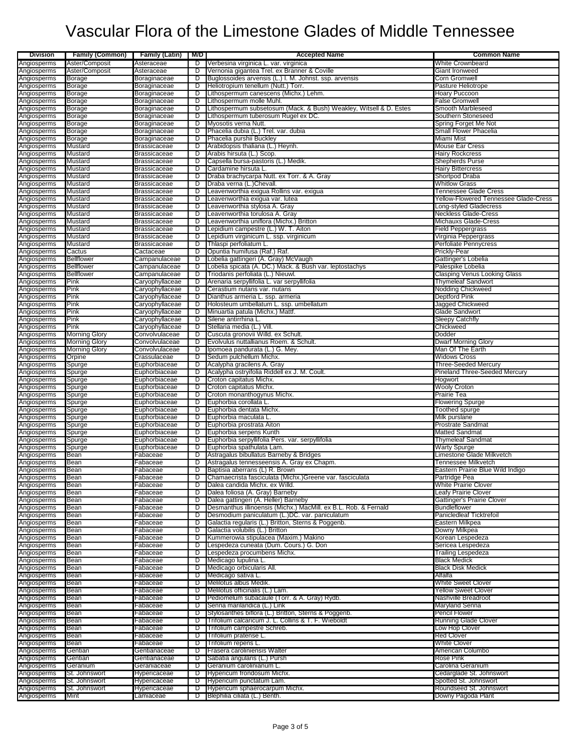# Vascular Flora of the Limestone Glades of Middle Tennessee

| Division | Family (Common) | Family (Latin) | M/D | Accepted Name | Common Name |
|---|---|---|---|---|---|
| Angiosperms | Aster/Composit | Asteraceae | D | Verbesina virginica L. var. virginica | White Crownbeard |
| Angiosperms | Aster/Composit | Asteraceae | D | Vernonia gigantea Trel. ex Branner & Coville | Giant Ironweed |
| Angiosperms | Borage | Boraginaceae | D | Buglossoides arvensis (L.) I. M. Johnst. ssp. arvensis | Corn Gromwell |
| Angiosperms | Borage | Boraginaceae | D | Heliotropium tenellum (Nutt.) Torr. | Pasture Heliotrope |
| Angiosperms | Borage | Boraginaceae | D | Lithospermum canescens (Michx.) Lehm. | Hoary Puccoon |
| Angiosperms | Borage | Boraginaceae | D | Lithospermum molle Muhl. | False Gromwell |
| Angiosperms | Borage | Boraginaceae | D | Lithospermum subsetosum (Mack. & Bush) Weakley, Witsell & D. Estes | Smooth Marbleseed |
| Angiosperms | Borage | Boraginaceae | D | Lithospermum tuberosum Rugel ex DC. | Southern Stoneseed |
| Angiosperms | Borage | Boraginaceae | D | Myosotis verna Nutt. | Spring Forget Me Not |
| Angiosperms | Borage | Boraginaceae | D | Phacelia dubia (L.) Trel. var. dubia | Small Flower Phacelia |
| Angiosperms | Borage | Boraginaceae | D | Phacelia purshii Buckley | Miami Mist |
| Angiosperms | Mustard | Brassicaceae | D | Arabidopsis thaliana (L.) Heynh. | Mouse Ear Cress |
| Angiosperms | Mustard | Brassicaceae | D | Arabis hirsuta (L.) Scop. | Hairy Rockcress |
| Angiosperms | Mustard | Brassicaceae | D | Capsella bursa-pastoris (L.) Medik. | Shepherds Purse |
| Angiosperms | Mustard | Brassicaceae | D | Cardamine hirsuta L. | Hairy Bittercress |
| Angiosperms | Mustard | Brassicaceae | D | Draba brachycarpa Nutt. ex Torr. & A. Gray | Shortpod Draba |
| Angiosperms | Mustard | Brassicaceae | D | Draba verna (L.)Chevall. | Whitlow Grass |
| Angiosperms | Mustard | Brassicaceae | D | Leavenworthia exigua Rollins var. exigua | Tennessee Glade Cress |
| Angiosperms | Mustard | Brassicaceae | D | Leavenworthia exigua var. lutea | Yellow-Flowered Tennessee Glade-Cress |
| Angiosperms | Mustard | Brassicaceae | D | Leavenworthia stylosa A. Gray | Long-styled Gladecress |
| Angiosperms | Mustard | Brassicaceae | D | Leavenworthia torulosa A. Gray | Neckless Glade-Cress |
| Angiosperms | Mustard | Brassicaceae | D | Leavenworthia uniflora (Michx.) Britton | Michauxs Glade-Cress |
| Angiosperms | Mustard | Brassicaceae | D | Lepidium campestre (L.) W. T. Aiton | Field Peppergrass |
| Angiosperms | Mustard | Brassicaceae | D | Lepidium virginicum L. ssp. virginicum | Virginia Peppergrass |
| Angiosperms | Mustard | Brassicaceae | D | Thlaspi perfoliatum L. | Perfoliate Pennycress |
| Angiosperms | Cactus | Cactaceae | D | Opuntia humifusa (Raf.) Raf. | Prickly-Pear |
| Angiosperms | Bellflower | Campanulaceae | D | Lobelia gattingeri (A. Gray) McVaugh | Gattinger's Lobelia |
| Angiosperms | Bellflower | Campanulaceae | D | Lobelia spicata (A. DC.) Mack. & Bush var. leptostachys | Palespike Lobelia |
| Angiosperms | Bellflower | Campanulaceae | D | Triodanis perfoliata (L.) Nieuwl. | Clasping Venus Looking Glass |
| Angiosperms | Pink | Caryophyllaceae | D | Arenaria serpyllifolia L. var serpyllifolia | Thymeleaf Sandwort |
| Angiosperms | Pink | Caryophyllaceae | D | Cerastium nutans var. nutans | Nodding Chickweed |
| Angiosperms | Pink | Caryophyllaceae | D | Dianthus armeria L. ssp. armeria | Deptford Pink |
| Angiosperms | Pink | Caryophyllaceae | D | Holosteum umbellatum L. ssp. umbellatum | Jagged Chickweed |
| Angiosperms | Pink | Caryophyllaceae | D | Minuartia patula (Michx.) Mattf. | Glade Sandwort |
| Angiosperms | Pink | Caryophyllaceae | D | Silene antirrhina L. | Sleepy Catchfly |
| Angiosperms | Pink | Caryophyllaceae | D | Stellaria media (L.) Vill. | Chickweed |
| Angiosperms | Morning Glory | Convolvulaceae | D | Cuscuta gronovii Willd. ex Schult. | Dodder |
| Angiosperms | Morning Glory | Convolvulaceae | D | Evolvulus nuttallianus Roem. & Schult. | Dwarf Morning Glory |
| Angiosperms | Morning Glory | Convolvulaceae | D | Ipomoea pandurata (L.) G. Mey. | Man Of The Earth |
| Angiosperms | Orpine | Crassulaceae | D | Sedum pulchellum Michx. | Widows Cross |
| Angiosperms | Spurge | Euphorbiaceae | D | Acalypha gracilens A. Gray | Three-Seeded Mercury |
| Angiosperms | Spurge | Euphorbiaceae | D | Acalypha ostryifolia Riddell ex J. M. Coult. | Pineland Three-Seeded Mercury |
| Angiosperms | Spurge | Euphorbiaceae | D | Croton capitatus Michx. | Hogwort |
| Angiosperms | Spurge | Euphorbiaceae | D | Croton capitatus Michx. | Wooly Croton |
| Angiosperms | Spurge | Euphorbiaceae | D | Croton monanthogynus Michx. | Prairie Tea |
| Angiosperms | Spurge | Euphorbiaceae | D | Euphorbia corollata L. | Flowering Spurge |
| Angiosperms | Spurge | Euphorbiaceae | D | Euphorbia dentata Michx. | Toothed spurge |
| Angiosperms | Spurge | Euphorbiaceae | D | Euphorbia maculata L. | Milk purslane |
| Angiosperms | Spurge | Euphorbiaceae | D | Euphorbia prostrata Aiton | Prostrate Sandmat |
| Angiosperms | Spurge | Euphorbiaceae | D | Euphorbia serpens Kunth | Matted Sandmat |
| Angiosperms | Spurge | Euphorbiaceae | D | Euphorbia serpyllifolia Pers. var. serpyllifolia | Thymeleaf Sandmat |
| Angiosperms | Spurge | Euphorbiaceae | D | Euphorbia spathulata Lam. | Warty Spurge |
| Angiosperms | Bean | Fabaceae | D | Astragalus bibullatus Barneby & Bridges | Limestone Glade Milkvetch |
| Angiosperms | Bean | Fabaceae | D | Astragalus tennesseensis A. Gray ex Chapm. | Tennessee Milkvetch |
| Angiosperms | Bean | Fabaceae | D | Baptisia aberrans (L) R. Brown | Eastern Prairie Blue Wild Indigo |
| Angiosperms | Bean | Fabaceae | D | Chamaecrista fasciculata (Michx.)Greene var. fasciculata | Partridge Pea |
| Angiosperms | Bean | Fabaceae | D | Dalea candida Michx. ex Willd. | White Prairie Clover |
| Angiosperms | Bean | Fabaceae | D | Dalea foliosa (A. Gray) Barneby | Leafy Prairie Clover |
| Angiosperms | Bean | Fabaceae | D | Dalea gattingeri (A. Heller) Barneby | Gattinger's Prairie Clover |
| Angiosperms | Bean | Fabaceae | D | Desmanthus illinoensis (Michx.) MacMill. ex B.L. Rob. & Fernald | Bundleflower |
| Angiosperms | Bean | Fabaceae | D | Desmodium paniculatum (L.)DC. var. paniculatum | Panicledleaf Ticktrefoil |
| Angiosperms | Bean | Fabaceae | D | Galactia regularis (L.) Britton, Sterns & Poggenb. | Eastern Milkpea |
| Angiosperms | Bean | Fabaceae | D | Galactia volubilis (L.) Britton | Downy Milkpea |
| Angiosperms | Bean | Fabaceae | D | Kummerowia stipulacea (Maxim.) Makino | Korean Lespedeza |
| Angiosperms | Bean | Fabaceae | D | Lespedeza cuneata (Dum. Cours.) G. Don | Sericea Lespedeza |
| Angiosperms | Bean | Fabaceae | D | Lespedeza procumbens Michx. | Trailing Lespedeza |
| Angiosperms | Bean | Fabaceae | D | Medicago lupulina L. | Black Medick |
| Angiosperms | Bean | Fabaceae | D | Medicago orbicularis All. | Black Disk Medick |
| Angiosperms | Bean | Fabaceae | D | Medicago sativa L. | Alfalfa |
| Angiosperms | Bean | Fabaceae | D | Melilotus albus Medik. | White Sweet Clover |
| Angiosperms | Bean | Fabaceae | D | Melilotus officinalis (L.) Lam. | Yellow Sweet Clover |
| Angiosperms | Bean | Fabaceae | D | Pediomelum subacaule (Torr. & A. Gray) Rydb. | Nashville Breadroot |
| Angiosperms | Bean | Fabaceae | D | Senna marilandica (L.) Link | Maryland Senna |
| Angiosperms | Bean | Fabaceae | D | Stylosanthes biflora (L.) Britton, Sterns & Poggenb. | Pencil Flower |
| Angiosperms | Bean | Fabaceae | D | Trifolium calcaricum J. L. Collins & T. F. Wieboldt | Running Glade Clover |
| Angiosperms | Bean | Fabaceae | D | Trifolium campestre Schreb. | Low Hop Clover |
| Angiosperms | Bean | Fabaceae | D | Trifolium pratense L. | Red Clover |
| Angiosperms | Bean | Fabaceae | D | Trifolium repens L. | White Clover |
| Angiosperms | Gentian | Gentianaceae | D | Frasera caroliniensis Walter | American Columbo |
| Angiosperms | Gentian | Gentianaceae | D | Sabatia angularis (L.) Pursh | Rose Pink |
| Angiosperms | Geranium | Geraniaceae | D | Geranium carolinianum L. | Carolina Geranium |
| Angiosperms | St. Johnswort | Hypericaceae | D | Hypericum frondosum Michx. | Cedarglade St. Johnswort |
| Angiosperms | St. Johnswort | Hypericaceae | D | Hypericum punctatum Lam. | Spotted St. Johnswort |
| Angiosperms | St. Johnswort | Hypericaceae | D | Hypericum sphaerocarpum Michx. | Roundseed St. Johnswort |
| Angiosperms | Mint | Lamiaceae | D | Blephilia ciliata (L.) Benth. | Downy Pagoda Plant |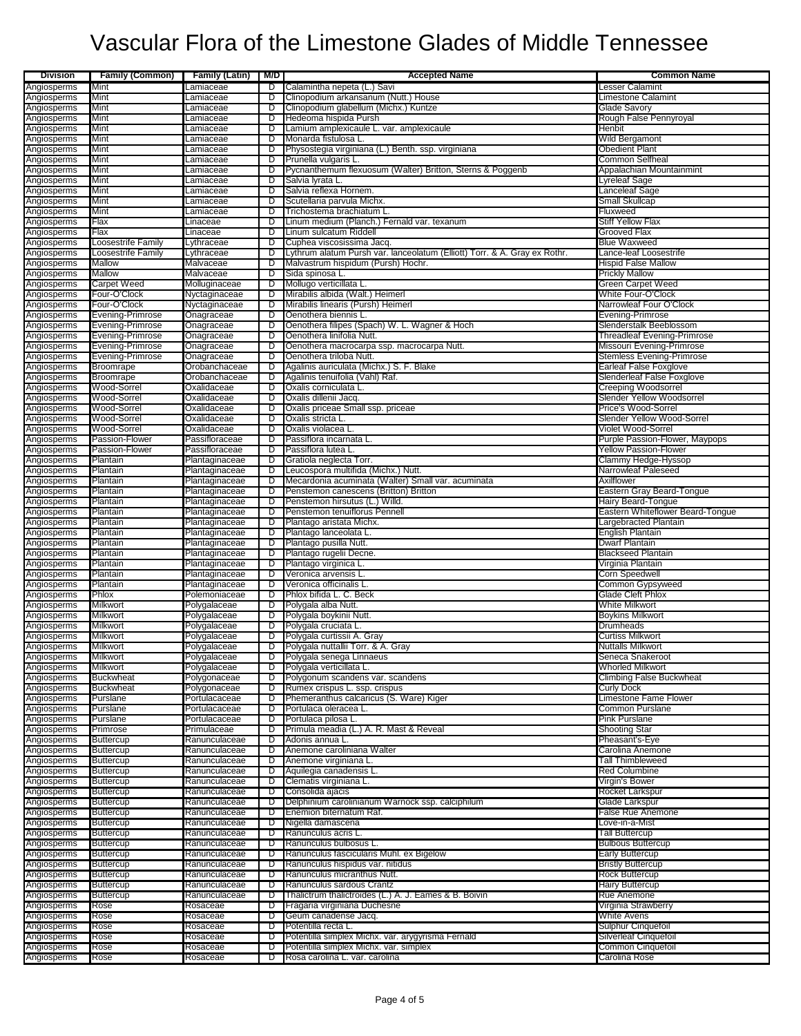# Vascular Flora of the Limestone Glades of Middle Tennessee

| Division | Family (Common) | Family (Latin) | M/D | Accepted Name | Common Name |
|---|---|---|---|---|---|
| Angiosperms | Mint | Lamiaceae | D | Calamintha nepeta (L.) Savi | Lesser Calamint |
| Angiosperms | Mint | Lamiaceae | D | Clinopodium arkansanum (Nutt.) House | Limestone Calamint |
| Angiosperms | Mint | Lamiaceae | D | Clinopodium glabellum (Michx.) Kuntze | Glade Savory |
| Angiosperms | Mint | Lamiaceae | D | Hedeoma hispida Pursh | Rough False Pennyroyal |
| Angiosperms | Mint | Lamiaceae | D | Lamium amplexicaule L. var. amplexicaule | Henbit |
| Angiosperms | Mint | Lamiaceae | D | Monarda fistulosa L. | Wild Bergamont |
| Angiosperms | Mint | Lamiaceae | D | Physostegia virginiana (L.) Benth. ssp. virginiana | Obedient Plant |
| Angiosperms | Mint | Lamiaceae | D | Prunella vulgaris L. | Common Selfheal |
| Angiosperms | Mint | Lamiaceae | D | Pycnanthemum flexuosum (Walter) Britton, Sterns & Poggenb | Appalachian Mountainmint |
| Angiosperms | Mint | Lamiaceae | D | Salvia lyrata L. | Lyreleaf Sage |
| Angiosperms | Mint | Lamiaceae | D | Salvia reflexa Hornem. | Lanceleaf Sage |
| Angiosperms | Mint | Lamiaceae | D | Scutellaria parvula Michx. | Small Skullcap |
| Angiosperms | Mint | Lamiaceae | D | Trichostema brachiatum L. | Fluxweed |
| Angiosperms | Flax | Linaceae | D | Linum medium (Planch.) Fernald var. texanum | Stiff Yellow Flax |
| Angiosperms | Flax | Linaceae | D | Linum sulcatum Riddell | Grooved Flax |
| Angiosperms | Loosestrife Family | Lythraceae | D | Cuphea viscosissima Jacq. | Blue Waxweed |
| Angiosperms | Loosestrife Family | Lythraceae | D | Lythrum alatum Pursh var. lanceolatum (Elliott) Torr. & A. Gray ex Rothr. | Lance-leaf Loosestrife |
| Angiosperms | Mallow | Malvaceae | D | Malvastrum hispidum (Pursh) Hochr. | Hispid False Mallow |
| Angiosperms | Mallow | Malvaceae | D | Sida spinosa L. | Prickly Mallow |
| Angiosperms | Carpet Weed | Molluginaceae | D | Mollugo verticillata L. | Green Carpet Weed |
| Angiosperms | Four-O'Clock | Nyctaginaceae | D | Mirabilis albida (Walt.) Heimerl | White Four-O'Clock |
| Angiosperms | Four-O'Clock | Nyctaginaceae | D | Mirabilis linearis (Pursh) Heimerl | Narrowleaf Four O'Clock |
| Angiosperms | Evening-Primrose | Onagraceae | D | Oenothera biennis L. | Evening-Primrose |
| Angiosperms | Evening-Primrose | Onagraceae | D | Oenothera filipes (Spach) W. L. Wagner & Hoch | Slenderstalk Beeblossom |
| Angiosperms | Evening-Primrose | Onagraceae | D | Oenothera linifolia Nutt. | Threadleaf Evening-Primrose |
| Angiosperms | Evening-Primrose | Onagraceae | D | Oenothera macrocarpa ssp. macrocarpa Nutt. | Missouri Evening-Primrose |
| Angiosperms | Evening-Primrose | Onagraceae | D | Oenothera triloba Nutt. | Stemless Evening-Primrose |
| Angiosperms | Broomrape | Orobanchaceae | D | Agalinis auriculata (Michx.) S. F. Blake | Earleaf False Foxglove |
| Angiosperms | Broomrape | Orobanchaceae | D | Agalinis tenuifolia (Vahl) Raf. | Slenderleaf False Foxglove |
| Angiosperms | Wood-Sorrel | Oxalidaceae | D | Oxalis corniculata L. | Creeping Woodsorrel |
| Angiosperms | Wood-Sorrel | Oxalidaceae | D | Oxalis dillenii Jacq. | Slender Yellow Woodsorrel |
| Angiosperms | Wood-Sorrel | Oxalidaceae | D | Oxalis priceae Small ssp. priceae | Price's Wood-Sorrel |
| Angiosperms | Wood-Sorrel | Oxalidaceae | D | Oxalis stricta L. | Slender Yellow Wood-Sorrel |
| Angiosperms | Wood-Sorrel | Oxalidaceae | D | Oxalis violacea L. | Violet Wood-Sorrel |
| Angiosperms | Passion-Flower | Passifloraceae | D | Passiflora incarnata L. | Purple Passion-Flower, Maypops |
| Angiosperms | Passion-Flower | Passifloraceae | D | Passiflora lutea L. | Yellow Passion-Flower |
| Angiosperms | Plantain | Plantaginaceae | D | Gratiola neglecta Torr. | Clammy Hedge-Hyssop |
| Angiosperms | Plantain | Plantaginaceae | D | Leucospora multifida (Michx.) Nutt. | Narrowleaf Paleseed |
| Angiosperms | Plantain | Plantaginaceae | D | Mecardonia acuminata (Walter) Small var. acuminata | Axilflower |
| Angiosperms | Plantain | Plantaginaceae | D | Penstemon canescens (Britton) Britton | Eastern Gray Beard-Tongue |
| Angiosperms | Plantain | Plantaginaceae | D | Penstemon hirsutus (L.) Willd. | Hairy Beard-Tongue |
| Angiosperms | Plantain | Plantaginaceae | D | Penstemon tenuiflorus Pennell | Eastern Whiteflower Beard-Tongue |
| Angiosperms | Plantain | Plantaginaceae | D | Plantago aristata Michx. | Largebracted Plantain |
| Angiosperms | Plantain | Plantaginaceae | D | Plantago lanceolata L. | English Plantain |
| Angiosperms | Plantain | Plantaginaceae | D | Plantago pusilla Nutt. | Dwarf Plantain |
| Angiosperms | Plantain | Plantaginaceae | D | Plantago rugelii Decne. | Blackseed Plantain |
| Angiosperms | Plantain | Plantaginaceae | D | Plantago virginica L. | Virginia Plantain |
| Angiosperms | Plantain | Plantaginaceae | D | Veronica arvensis L. | Corn Speedwell |
| Angiosperms | Plantain | Plantaginaceae | D | Veronica officinalis L. | Common Gypsyweed |
| Angiosperms | Phlox | Polemoniaceae | D | Phlox bifida L. C. Beck | Glade Cleft Phlox |
| Angiosperms | Milkwort | Polygalaceae | D | Polygala alba Nutt. | White Milkwort |
| Angiosperms | Milkwort | Polygalaceae | D | Polygala boykinii Nutt. | Boykins Milkwort |
| Angiosperms | Milkwort | Polygalaceae | D | Polygala cruciata L. | Drumheads |
| Angiosperms | Milkwort | Polygalaceae | D | Polygala curtissii A. Gray | Curtiss Milkwort |
| Angiosperms | Milkwort | Polygalaceae | D | Polygala nuttallii Torr. & A. Gray | Nuttalls Milkwort |
| Angiosperms | Milkwort | Polygalaceae | D | Polygala senega Linnaeus | Seneca Snakeroot |
| Angiosperms | Milkwort | Polygalaceae | D | Polygala verticillata L. | Whorled Milkwort |
| Angiosperms | Buckwheat | Polygonaceae | D | Polygonum scandens var. scandens | Climbing False Buckwheat |
| Angiosperms | Buckwheat | Polygonaceae | D | Rumex crispus L. ssp. crispus | Curly Dock |
| Angiosperms | Purslane | Portulacaceae | D | Phemeranthus calcaricus (S. Ware) Kiger | Limestone Fame Flower |
| Angiosperms | Purslane | Portulacaceae | D | Portulaca oleracea L. | Common Purslane |
| Angiosperms | Purslane | Portulacaceae | D | Portulaca pilosa L. | Pink Purslane |
| Angiosperms | Primrose | Primulaceae | D | Primula meadia (L.) A. R. Mast & Reveal | Shooting Star |
| Angiosperms | Buttercup | Ranunculaceae | D | Adonis annua L. | Pheasant's-Eye |
| Angiosperms | Buttercup | Ranunculaceae | D | Anemone caroliniana Walter | Carolina Anemone |
| Angiosperms | Buttercup | Ranunculaceae | D | Anemone virginiana L. | Tall Thimbleweed |
| Angiosperms | Buttercup | Ranunculaceae | D | Aquilegia canadensis L. | Red Columbine |
| Angiosperms | Buttercup | Ranunculaceae | D | Clematis virginiana L. | Virgin's Bower |
| Angiosperms | Buttercup | Ranunculaceae | D | Consolida ajacis | Rocket Larkspur |
| Angiosperms | Buttercup | Ranunculaceae | D | Delphinium carolinianum Warnock ssp. calciphilum | Glade Larkspur |
| Angiosperms | Buttercup | Ranunculaceae | D | Enemion biternatum Raf. | False Rue Anemone |
| Angiosperms | Buttercup | Ranunculaceae | D | Nigella damascena | Love-in-a-Mist |
| Angiosperms | Buttercup | Ranunculaceae | D | Ranunculus acris L. | Tall Buttercup |
| Angiosperms | Buttercup | Ranunculaceae | D | Ranunculus bulbosus L. | Bulbous Buttercup |
| Angiosperms | Buttercup | Ranunculaceae | D | Ranunculus fascicularis Muhl. ex Bigelow | Early Buttercup |
| Angiosperms | Buttercup | Ranunculaceae | D | Ranunculus hispidus var. nitidus | Bristly Buttercup |
| Angiosperms | Buttercup | Ranunculaceae | D | Ranunculus micranthus Nutt. | Rock Buttercup |
| Angiosperms | Buttercup | Ranunculaceae | D | Ranunculus sardous Crantz | Hairy Buttercup |
| Angiosperms | Buttercup | Ranunculaceae | D | Thalictrum thalictroides (L.) A. J. Eames & B. Boivin | Rue Anemone |
| Angiosperms | Rose | Rosaceae | D | Fragaria virginiana Duchesne | Virginia Strawberry |
| Angiosperms | Rose | Rosaceae | D | Geum canadense Jacq. | White Avens |
| Angiosperms | Rose | Rosaceae | D | Potentilla recta L. | Sulphur Cinquefoil |
| Angiosperms | Rose | Rosaceae | D | Potentilla simplex Michx. var. arygyrisma Fernald | Silverleaf Cinquefoil |
| Angiosperms | Rose | Rosaceae | D | Potentilla simplex Michx. var. simplex | Common Cinquefoil |
| Angiosperms | Rose | Rosaceae | D | Rosa carolina L. var. carolina | Carolina Rose |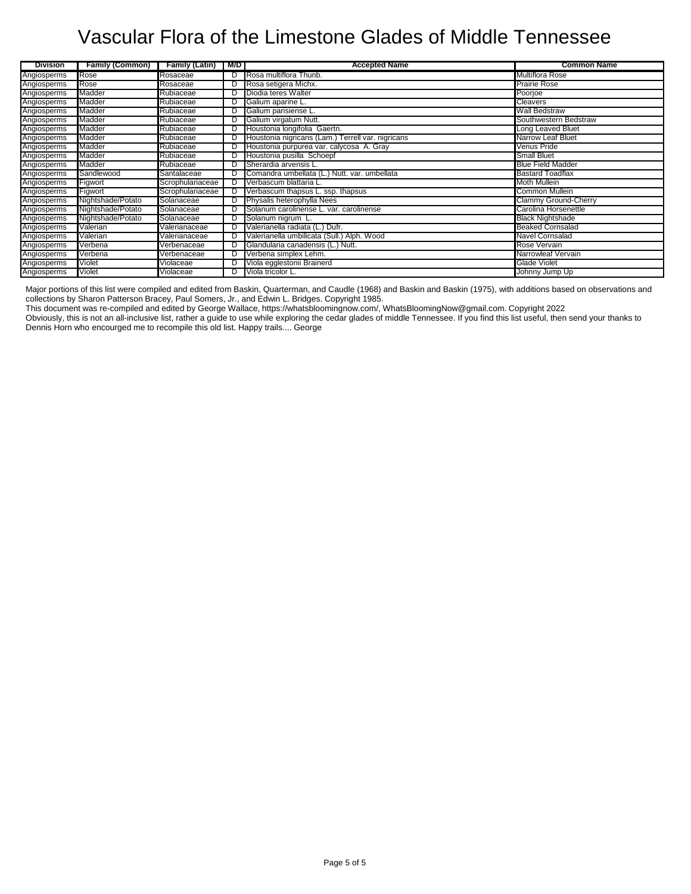# Vascular Flora of the Limestone Glades of Middle Tennessee

| Division | Family (Common) | Family (Latin) | M/D | Accepted Name | Common Name |
|---|---|---|---|---|---|
| Angiosperms | Rose | Rosaceae | D | Rosa multiflora Thunb. | Multiflora Rose |
| Angiosperms | Rose | Rosaceae | D | Rosa setigera Michx. | Prairie Rose |
| Angiosperms | Madder | Rubiaceae | D | Diodia teres Walter | Poorjoe |
| Angiosperms | Madder | Rubiaceae | D | Galium aparine L. | Cleavers |
| Angiosperms | Madder | Rubiaceae | D | Galium parisiense L. | Wall Bedstraw |
| Angiosperms | Madder | Rubiaceae | D | Galium virgatum Nutt. | Southwestern Bedstraw |
| Angiosperms | Madder | Rubiaceae | D | Houstonia longifolia Gaertn. | Long Leaved Bluet |
| Angiosperms | Madder | Rubiaceae | D | Houstonia nigricans (Lam.) Terrell var. nigricans | Narrow Leaf Bluet |
| Angiosperms | Madder | Rubiaceae | D | Houstonia purpurea var. calycosa A. Gray | Venus Pride |
| Angiosperms | Madder | Rubiaceae | D | Houstonia pusilla Schoepf | Small Bluet |
| Angiosperms | Madder | Rubiaceae | D | Sherardia arvensis L. | Blue Field Madder |
| Angiosperms | Sandlewood | Santalaceae | D | Comandra umbellata (L.) Nutt. var. umbellata | Bastard Toadflax |
| Angiosperms | Figwort | Scrophulariaceae | D | Verbascum blattaria L. | Moth Mullein |
| Angiosperms | Figwort | Scrophulariaceae | D | Verbascum thapsus L. ssp. thapsus | Common Mullein |
| Angiosperms | Nightshade/Potato | Solanaceae | D | Physalis heterophylla Nees | Clammy Ground-Cherry |
| Angiosperms | Nightshade/Potato | Solanaceae | D | Solanum carolinense L. var. carolinense | Carolina Horsenettle |
| Angiosperms | Nightshade/Potato | Solanaceae | D | Solanum nigrum L. | Black Nightshade |
| Angiosperms | Valerian | Valerianaceae | D | Valerianella radiata (L.) Dufr. | Beaked Cornsalad |
| Angiosperms | Valerian | Valerianaceae | D | Valerianella umbilicata (Sull.) Alph. Wood | Navel Cornsalad |
| Angiosperms | Verbena | Verbenaceae | D | Glandularia canadensis (L.) Nutt. | Rose Vervain |
| Angiosperms | Verbena | Verbenaceae | D | Verbena simplex Lehm. | Narrowleaf Vervain |
| Angiosperms | Violet | Violaceae | D | Viola egglestonii Brainerd | Glade Violet |
| Angiosperms | Violet | Violaceae | D | Viola tricolor L. | Johnny Jump Up |

Major portions of this list were compiled and edited from Baskin, Quarterman, and Caudle (1968) and Baskin and Baskin (1975), with additions based on observations and collections by Sharon Patterson Bracey, Paul Somers, Jr., and Edwin L. Bridges. Copyright 1985.

This document was re-compiled and edited by George Wallace, https://whatsbloomingnow.com/, WhatsBloomingNow@gmail.com. Copyright 2022

Obviously, this is not an all-inclusive list, rather a guide to use while exploring the cedar glades of middle Tennessee. If you find this list useful, then send your thanks to Dennis Horn who encourged me to recompile this old list. Happy trails.... George